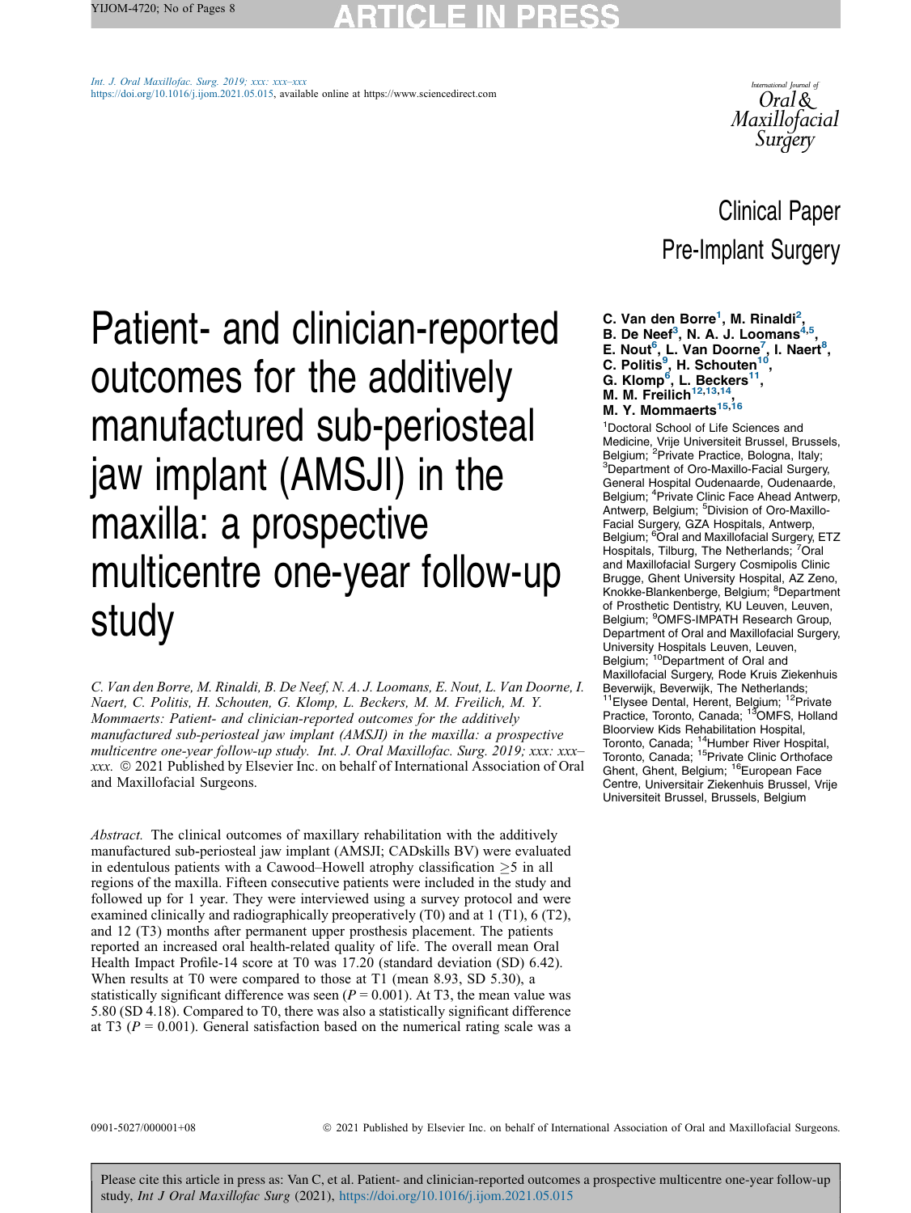Clinical Paper
Pre-Implant Surgery

# Patient- and clinician-reported outcomes for the additively manufactured sub-periosteal jaw implant (AMSJI) in the maxilla: a prospective multicentre one-year follow-up study

**C. Van den Borre[1], M. Rinaldi[2], B. De Neef[3], N. A. J. Loomans[4,5], E. Nout[6], L. Van Doorne[7], I. Naert[8], C. Politis[9], H. Schouten[10], G. Klomp[6], L. Beckers[11], M. M. Freilich[12,13,14], M. Y. Mommaerts[15,16]**

[1]Doctoral School of Life Sciences and Medicine, Vrije Universiteit Brussel, Brussels, Belgium; [2]Private Practice, Bologna, Italy; [3]Department of Oro-Maxillo-Facial Surgery, General Hospital Oudenaarde, Oudenaarde, Belgium; [4]Private Clinic Face Ahead Antwerp, Antwerp, Belgium; [5]Division of Oro-Maxillo-Facial Surgery, GZA Hospitals, Antwerp, Belgium; [6]Oral and Maxillofacial Surgery, ETZ Hospitals, Tilburg, The Netherlands; [7]Oral and Maxillofacial Surgery Cosmipolis Clinic Brugge, Ghent University Hospital, AZ Zeno, Knokke-Blankenberge, Belgium; [8]Department of Prosthetic Dentistry, KU Leuven, Leuven, Belgium; [9]OMFS-IMPATH Research Group, Department of Oral and Maxillofacial Surgery, University Hospitals Leuven, Leuven, Belgium; [10]Department of Oral and Maxillofacial Surgery, Rode Kruis Ziekenhuis Beverwijk, Beverwijk, The Netherlands; [11]Elysee Dental, Herent, Belgium; [12]Private Practice, Toronto, Canada; [13]OMFS, Holland Bloorview Kids Rehabilitation Hospital, Toronto, Canada; [14]Humber River Hospital, Toronto, Canada; [15]Private Clinic Orthoface Ghent, Ghent, Belgium; [16]European Face Centre, Universitair Ziekenhuis Brussel, Vrije Universiteit Brussel, Brussels, Belgium

*C. Van den Borre, M. Rinaldi, B. De Neef, N. A. J. Loomans, E. Nout, L. Van Doorne, I. Naert, C. Politis, H. Schouten, G. Klomp, L. Beckers, M. M. Freilich, M. Y. Mommaerts: Patient- and clinician-reported outcomes for the additively manufactured sub-periosteal jaw implant (AMSJI) in the maxilla: a prospective multicentre one-year follow-up study. Int. J. Oral Maxillofac. Surg. 2019; xxx: xxx–xxx.* © 2021 Published by Elsevier Inc. on behalf of International Association of Oral and Maxillofacial Surgeons.

*Abstract.* The clinical outcomes of maxillary rehabilitation with the additively manufactured sub-periosteal jaw implant (AMSJI; CADskills BV) were evaluated in edentulous patients with a Cawood–Howell atrophy classification ≥5 in all regions of the maxilla. Fifteen consecutive patients were included in the study and followed up for 1 year. They were interviewed using a survey protocol and were examined clinically and radiographically preoperatively (T0) and at 1 (T1), 6 (T2), and 12 (T3) months after permanent upper prosthesis placement. The patients reported an increased oral health-related quality of life. The overall mean Oral Health Impact Profile-14 score at T0 was 17.20 (standard deviation (SD) 6.42). When results at T0 were compared to those at T1 (mean 8.93, SD 5.30), a statistically significant difference was seen ($P = 0.001$). At T3, the mean value was 5.80 (SD 4.18). Compared to T0, there was also a statistically significant difference at T3 ($P = 0.001$). General satisfaction based on the numerical rating scale was a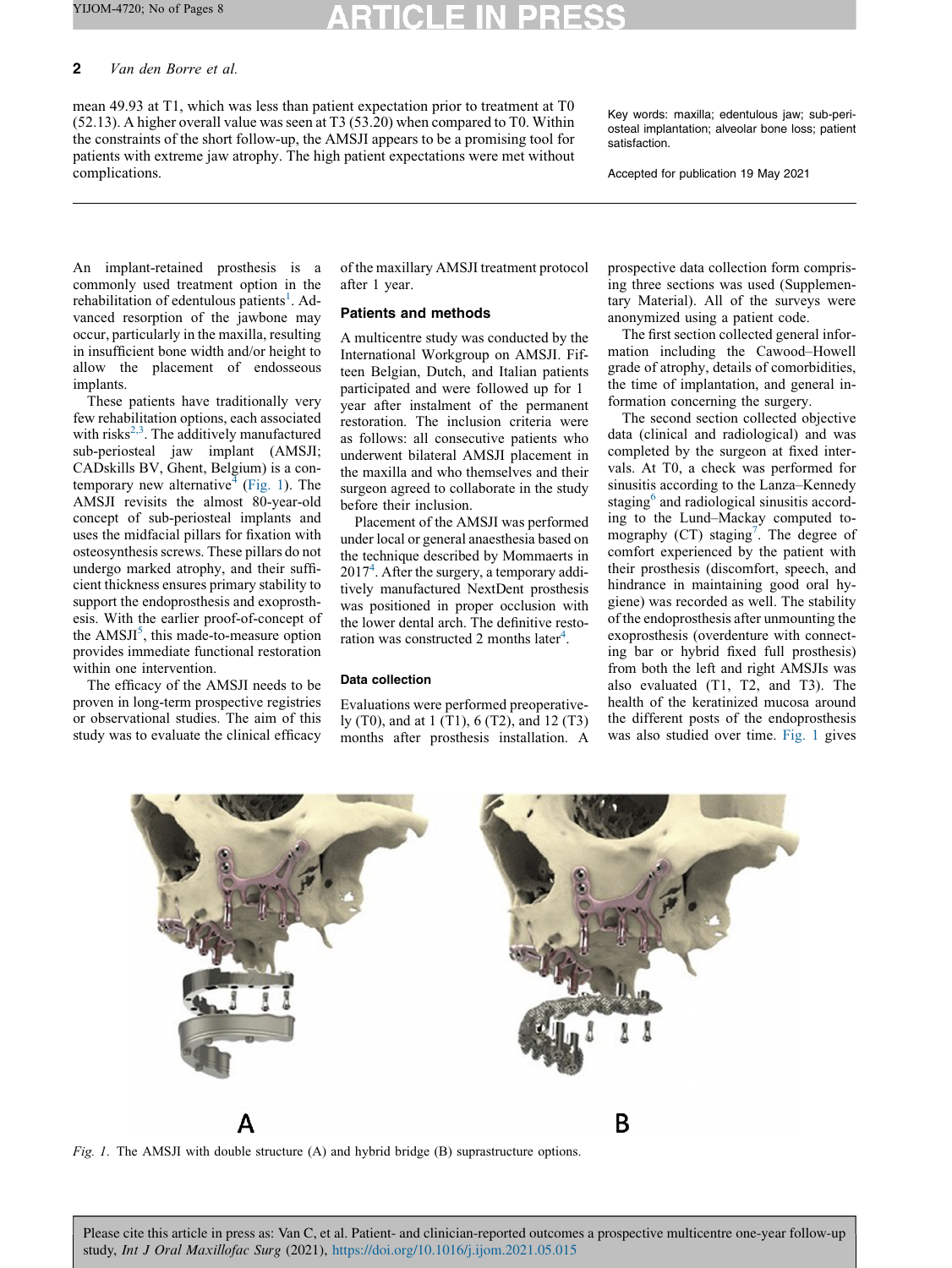mean 49.93 at T1, which was less than patient expectation prior to treatment at T0 (52.13). A higher overall value was seen at T3 (53.20) when compared to T0. Within the constraints of the short follow-up, the AMSJI appears to be a promising tool for patients with extreme jaw atrophy. The high patient expectations were met without complications.

Key words: maxilla; edentulous jaw; sub-periosteal implantation; alveolar bone loss; patient satisfaction.

Accepted for publication 19 May 2021

An implant-retained prosthesis is a commonly used treatment option in the rehabilitation of edentulous patients[1]. Advanced resorption of the jawbone may occur, particularly in the maxilla, resulting in insufficient bone width and/or height to allow the placement of endosseous implants.

These patients have traditionally very few rehabilitation options, each associated with risks[2,3]. The additively manufactured sub-periosteal jaw implant (AMSJI; CADskills BV, Ghent, Belgium) is a contemporary new alternative[4] (Fig. 1). The AMSJI revisits the almost 80-year-old concept of sub-periosteal implants and uses the midfacial pillars for fixation with osteosynthesis screws. These pillars do not undergo marked atrophy, and their sufficient thickness ensures primary stability to support the endoprosthesis and exoprosthesis. With the earlier proof-of-concept of the AMSJI[5], this made-to-measure option provides immediate functional restoration within one intervention.

The efficacy of the AMSJI needs to be proven in long-term prospective registries or observational studies. The aim of this study was to evaluate the clinical efficacy of the maxillary AMSJI treatment protocol after 1 year.

## Patients and methods

A multicentre study was conducted by the International Workgroup on AMSJI. Fifteen Belgian, Dutch, and Italian patients participated and were followed up for 1 year after instalment of the permanent restoration. The inclusion criteria were as follows: all consecutive patients who underwent bilateral AMSJI placement in the maxilla and who themselves and their surgeon agreed to collaborate in the study before their inclusion.

Placement of the AMSJI was performed under local or general anaesthesia based on the technique described by Mommaerts in 2017[4]. After the surgery, a temporary additively manufactured NextDent prosthesis was positioned in proper occlusion with the lower dental arch. The definitive restoration was constructed 2 months later[4].

### Data collection

Evaluations were performed preoperatively (T0), and at 1 (T1), 6 (T2), and 12 (T3) months after prosthesis installation. A prospective data collection form comprising three sections was used (Supplementary Material). All of the surveys were anonymized using a patient code.

The first section collected general information including the Cawood–Howell grade of atrophy, details of comorbidities, the time of implantation, and general information concerning the surgery.

The second section collected objective data (clinical and radiological) and was completed by the surgeon at fixed intervals. At T0, a check was performed for sinusitis according to the Lanza–Kennedy staging[6] and radiological sinusitis according to the Lund–Mackay computed tomography (CT) staging[7]. The degree of comfort experienced by the patient with their prosthesis (discomfort, speech, and hindrance in maintaining good oral hygiene) was recorded as well. The stability of the endoprosthesis after unmounting the exoprosthesis (overdenture with connecting bar or hybrid fixed full prosthesis) from both the left and right AMSJIs was also evaluated (T1, T2, and T3). The health of the keratinized mucosa around the different posts of the endoprosthesis was also studied over time. Fig. 1 gives

*Fig. 1.* The AMSJI with double structure (A) and hybrid bridge (B) suprastructure options.

Please cite this article in press as: Van C, et al. Patient- and clinician-reported outcomes a prospective multicentre one-year follow-up study, *Int J Oral Maxillofac Surg* (2021), https://doi.org/10.1016/j.ijom.2021.05.015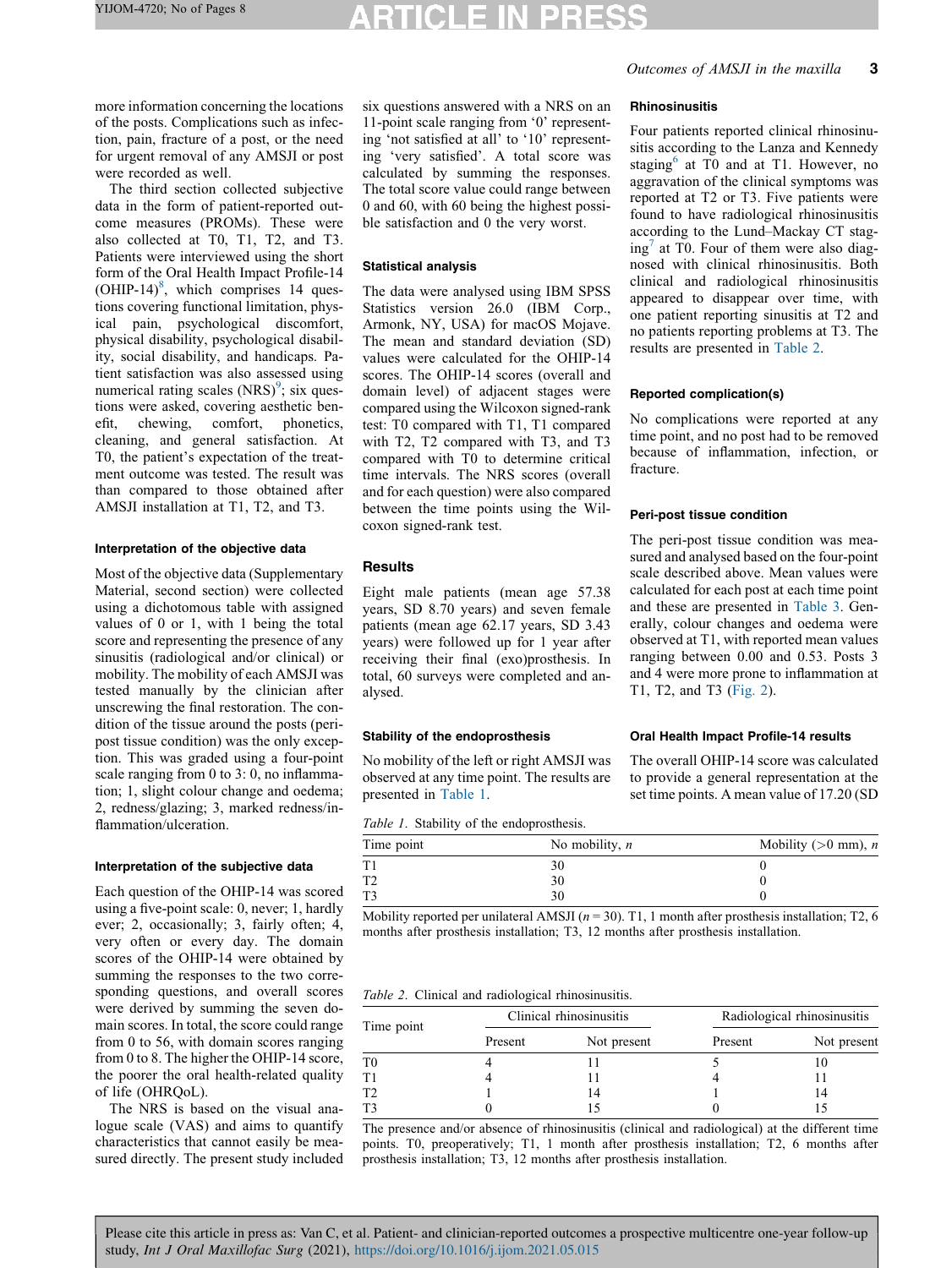more information concerning the locations of the posts. Complications such as infection, pain, fracture of a post, or the need for urgent removal of any AMSJI or post were recorded as well.

The third section collected subjective data in the form of patient-reported outcome measures (PROMs). These were also collected at T0, T1, T2, and T3. Patients were interviewed using the short form of the Oral Health Impact Profile-14 (OHIP-14)[8], which comprises 14 questions covering functional limitation, physical pain, psychological discomfort, physical disability, psychological disability, social disability, and handicaps. Patient satisfaction was also assessed using numerical rating scales (NRS)[9]; six questions were asked, covering aesthetic benefit, chewing, comfort, phonetics, cleaning, and general satisfaction. At T0, the patient's expectation of the treatment outcome was tested. The result was than compared to those obtained after AMSJI installation at T1, T2, and T3.

#### Interpretation of the objective data

Most of the objective data (Supplementary Material, second section) were collected using a dichotomous table with assigned values of 0 or 1, with 1 being the total score and representing the presence of any sinusitis (radiological and/or clinical) or mobility. The mobility of each AMSJI was tested manually by the clinician after unscrewing the final restoration. The condition of the tissue around the posts (peri-post tissue condition) was the only exception. This was graded using a four-point scale ranging from 0 to 3: 0, no inflammation; 1, slight colour change and oedema; 2, redness/glazing; 3, marked redness/inflammation/ulceration.

#### Interpretation of the subjective data

Each question of the OHIP-14 was scored using a five-point scale: 0, never; 1, hardly ever; 2, occasionally; 3, fairly often; 4, very often or every day. The domain scores of the OHIP-14 were obtained by summing the responses to the two corresponding questions, and overall scores were derived by summing the seven domain scores. In total, the score could range from 0 to 56, with domain scores ranging from 0 to 8. The higher the OHIP-14 score, the poorer the oral health-related quality of life (OHRQoL).

The NRS is based on the visual analogue scale (VAS) and aims to quantify characteristics that cannot easily be measured directly. The present study included six questions answered with a NRS on an 11-point scale ranging from '0' representing 'not satisfied at all' to '10' representing 'very satisfied'. A total score was calculated by summing the responses. The total score value could range between 0 and 60, with 60 being the highest possible satisfaction and 0 the very worst.

#### Statistical analysis

The data were analysed using IBM SPSS Statistics version 26.0 (IBM Corp., Armonk, NY, USA) for macOS Mojave. The mean and standard deviation (SD) values were calculated for the OHIP-14 scores. The OHIP-14 scores (overall and domain level) of adjacent stages were compared using the Wilcoxon signed-rank test: T0 compared with T1, T1 compared with T2, T2 compared with T3, and T3 compared with T0 to determine critical time intervals. The NRS scores (overall and for each question) were also compared between the time points using the Wilcoxon signed-rank test.

### Results

Eight male patients (mean age 57.38 years, SD 8.70 years) and seven female patients (mean age 62.17 years, SD 3.43 years) were followed up for 1 year after receiving their final (exo)prosthesis. In total, 60 surveys were completed and analysed.

#### Stability of the endoprosthesis

No mobility of the left or right AMSJI was observed at any time point. The results are presented in Table 1.

#### Rhinosinusitis

Four patients reported clinical rhinosinusitis according to the Lanza and Kennedy staging[6] at T0 and at T1. However, no aggravation of the clinical symptoms was reported at T2 or T3. Five patients were found to have radiological rhinosinusitis according to the Lund–Mackay CT staging[7] at T0. Four of them were also diagnosed with clinical rhinosinusitis. Both clinical and radiological rhinosinusitis appeared to disappear over time, with one patient reporting sinusitis at T2 and no patients reporting problems at T3. The results are presented in Table 2.

#### Reported complication(s)

No complications were reported at any time point, and no post had to be removed because of inflammation, infection, or fracture.

#### Peri-post tissue condition

The peri-post tissue condition was measured and analysed based on the four-point scale described above. Mean values were calculated for each post at each time point and these are presented in Table 3. Generally, colour changes and oedema were observed at T1, with reported mean values ranging between 0.00 and 0.53. Posts 3 and 4 were more prone to inflammation at T1, T2, and T3 (Fig. 2).

#### Oral Health Impact Profile-14 results

The overall OHIP-14 score was calculated to provide a general representation at the set time points. A mean value of 17.20 (SD

*Table 1.* Stability of the endoprosthesis.

| Time point | No mobility, $n$ | Mobility (>0 mm), $n$ |
|---|---|---|
| T1 | 30 | 0 |
| T2 | 30 | 0 |
| T3 | 30 | 0 |

Mobility reported per unilateral AMSJI ($n = 30$). T1, 1 month after prosthesis installation; T2, 6 months after prosthesis installation; T3, 12 months after prosthesis installation.

*Table 2.* Clinical and radiological rhinosinusitis.

| Time point | Clinical rhinosinusitis | | Radiological rhinosinusitis | |
|---|---|---|---|---|
| | Present | Not present | Present | Not present |
| T0 | 4 | 11 | 5 | 10 |
| T1 | 4 | 11 | 4 | 11 |
| T2 | 1 | 14 | 1 | 14 |
| T3 | 0 | 15 | 0 | 15 |

The presence and/or absence of rhinosinusitis (clinical and radiological) at the different time points. T0, preoperatively; T1, 1 month after prosthesis installation; T2, 6 months after prosthesis installation; T3, 12 months after prosthesis installation.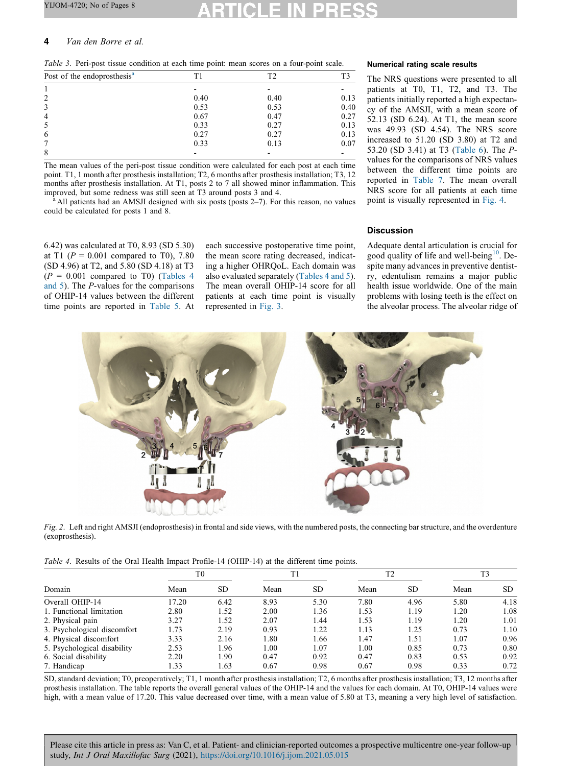Table 3. Peri-post tissue condition at each time point: mean scores on a four-point scale.

| Post of the endoprosthesis[a] | T1 | T2 | T3 |
|---|---|---|---|
| 1 | - | - | - |
| 2 | 0.40 | 0.40 | 0.13 |
| 3 | 0.53 | 0.53 | 0.40 |
| 4 | 0.67 | 0.47 | 0.27 |
| 5 | 0.33 | 0.27 | 0.13 |
| 6 | 0.27 | 0.27 | 0.13 |
| 7 | 0.33 | 0.13 | 0.07 |
| 8 | - | - | - |

The mean values of the peri-post tissue condition were calculated for each post at each time point. T1, 1 month after prosthesis installation; T2, 6 months after prosthesis installation; T3, 12 months after prosthesis installation. At T1, posts 2 to 7 all showed minor inflammation. This improved, but some redness was still seen at T3 around posts 3 and 4.

[a] All patients had an AMSJI designed with six posts (posts 2–7). For this reason, no values could be calculated for posts 1 and 8.

6.42) was calculated at T0, 8.93 (SD 5.30) at T1 ($P$ = 0.001 compared to T0), 7.80 (SD 4.96) at T2, and 5.80 (SD 4.18) at T3 ($P$ = 0.001 compared to T0) (Tables 4 and 5). The $P$-values for the comparisons of OHIP-14 values between the different time points are reported in Table 5. At each successive postoperative time point, the mean score rating decreased, indicating a higher OHRQoL. Each domain was also evaluated separately (Tables 4 and 5). The mean overall OHIP-14 score for all patients at each time point is visually represented in Fig. 3.

## Numerical rating scale results

The NRS questions were presented to all patients at T0, T1, T2, and T3. The patients initially reported a high expectancy of the AMSJI, with a mean score of 52.13 (SD 6.24). At T1, the mean score was 49.93 (SD 4.54). The NRS score increased to 51.20 (SD 3.80) at T2 and 53.20 (SD 3.41) at T3 (Table 6). The $P$-values for the comparisons of NRS values between the different time points are reported in Table 7. The mean overall NRS score for all patients at each time point is visually represented in Fig. 4.

## Discussion

Adequate dental articulation is crucial for good quality of life and well-being[10]. Despite many advances in preventive dentistry, edentulism remains a major public health issue worldwide. One of the main problems with losing teeth is the effect on the alveolar process. The alveolar ridge of

Fig. 2. Left and right AMSJI (endoprosthesis) in frontal and side views, with the numbered posts, the connecting bar structure, and the overdenture (exoprosthesis).

Table 4. Results of the Oral Health Impact Profile-14 (OHIP-14) at the different time points.

| | T0 | | T1 | | T2 | | T3 | |
|---|---|---|---|---|---|---|---|---|
| Domain | Mean | SD | Mean | SD | Mean | SD | Mean | SD |
| Overall OHIP-14 | 17.20 | 6.42 | 8.93 | 5.30 | 7.80 | 4.96 | 5.80 | 4.18 |
| 1. Functional limitation | 2.80 | 1.52 | 2.00 | 1.36 | 1.53 | 1.19 | 1.20 | 1.08 |
| 2. Physical pain | 3.27 | 1.52 | 2.07 | 1.44 | 1.53 | 1.19 | 1.20 | 1.01 |
| 3. Psychological discomfort | 1.73 | 2.19 | 0.93 | 1.22 | 1.13 | 1.25 | 0.73 | 1.10 |
| 4. Physical discomfort | 3.33 | 2.16 | 1.80 | 1.66 | 1.47 | 1.51 | 1.07 | 0.96 |
| 5. Psychological disability | 2.53 | 1.96 | 1.00 | 1.07 | 1.00 | 0.85 | 0.73 | 0.80 |
| 6. Social disability | 2.20 | 1.90 | 0.47 | 0.92 | 0.47 | 0.83 | 0.53 | 0.92 |
| 7. Handicap | 1.33 | 1.63 | 0.67 | 0.98 | 0.67 | 0.98 | 0.33 | 0.72 |

SD, standard deviation; T0, preoperatively; T1, 1 month after prosthesis installation; T2, 6 months after prosthesis installation; T3, 12 months after prosthesis installation. The table reports the overall general values of the OHIP-14 and the values for each domain. At T0, OHIP-14 values were high, with a mean value of 17.20. This value decreased over time, with a mean value of 5.80 at T3, meaning a very high level of satisfaction.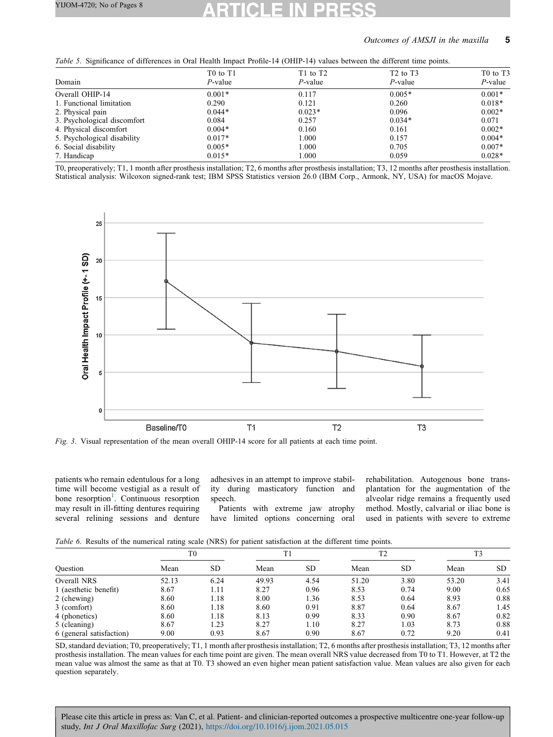*Table 5*. Significance of differences in Oral Health Impact Profile-14 (OHIP-14) values between the different time points.

| Domain | T0 to T1 *P*-value | T1 to T2 *P*-value | T2 to T3 *P*-value | T0 to T3 *P*-value |
|---|---|---|---|---|
| Overall OHIP-14 | 0.001* | 0.117 | 0.005* | 0.001* |
| 1. Functional limitation | 0.290 | 0.121 | 0.260 | 0.018* |
| 2. Physical pain | 0.044* | 0.023* | 0.096 | 0.002* |
| 3. Psychological discomfort | 0.084 | 0.257 | 0.034* | 0.071 |
| 4. Physical discomfort | 0.004* | 0.160 | 0.161 | 0.002* |
| 5. Psychological disability | 0.017* | 1.000 | 0.157 | 0.004* |
| 6. Social disability | 0.005* | 1.000 | 0.705 | 0.007* |
| 7. Handicap | 0.015* | 1.000 | 0.059 | 0.028* |

T0, preoperatively; T1, 1 month after prosthesis installation; T2, 6 months after prosthesis installation; T3, 12 months after prosthesis installation. Statistical analysis: Wilcoxon signed-rank test; IBM SPSS Statistics version 26.0 (IBM Corp., Armonk, NY, USA) for macOS Mojave.

*Fig. 3*. Visual representation of the mean overall OHIP-14 score for all patients at each time point.

patients who remain edentulous for a long time will become vestigial as a result of bone resorption[1]. Continuous resorption may result in ill-fitting dentures requiring several relining sessions and denture adhesives in an attempt to improve stability during masticatory function and speech.

Patients with extreme jaw atrophy have limited options concerning oral rehabilitation. Autogenous bone transplantation for the augmentation of the alveolar ridge remains a frequently used method. Mostly, calvarial or iliac bone is used in patients with severe to extreme

*Table 6*. Results of the numerical rating scale (NRS) for patient satisfaction at the different time points.

| Question | T0 | | T1 | | T2 | | T3 | |
|---|---|---|---|---|---|---|---|---|
| | Mean | SD | Mean | SD | Mean | SD | Mean | SD |
| Overall NRS | 52.13 | 6.24 | 49.93 | 4.54 | 51.20 | 3.80 | 53.20 | 3.41 |
| 1 (aesthetic benefit) | 8.67 | 1.11 | 8.27 | 0.96 | 8.53 | 0.74 | 9.00 | 0.65 |
| 2 (chewing) | 8.60 | 1.18 | 8.00 | 1.36 | 8.53 | 0.64 | 8.93 | 0.88 |
| 3 (comfort) | 8.60 | 1.18 | 8.60 | 0.91 | 8.87 | 0.64 | 8.67 | 1.45 |
| 4 (phonetics) | 8.60 | 1.18 | 8.13 | 0.99 | 8.33 | 0.90 | 8.67 | 0.82 |
| 5 (cleaning) | 8.67 | 1.23 | 8.27 | 1.10 | 8.27 | 1.03 | 8.73 | 0.88 |
| 6 (general satisfaction) | 9.00 | 0.93 | 8.67 | 0.90 | 8.67 | 0.72 | 9.20 | 0.41 |

SD, standard deviation; T0, preoperatively; T1, 1 month after prosthesis installation; T2, 6 months after prosthesis installation; T3, 12 months after prosthesis installation. The mean values for each time point are given. The mean overall NRS value decreased from T0 to T1. However, at T2 the mean value was almost the same as that at T0. T3 showed an even higher mean patient satisfaction value. Mean values are also given for each question separately.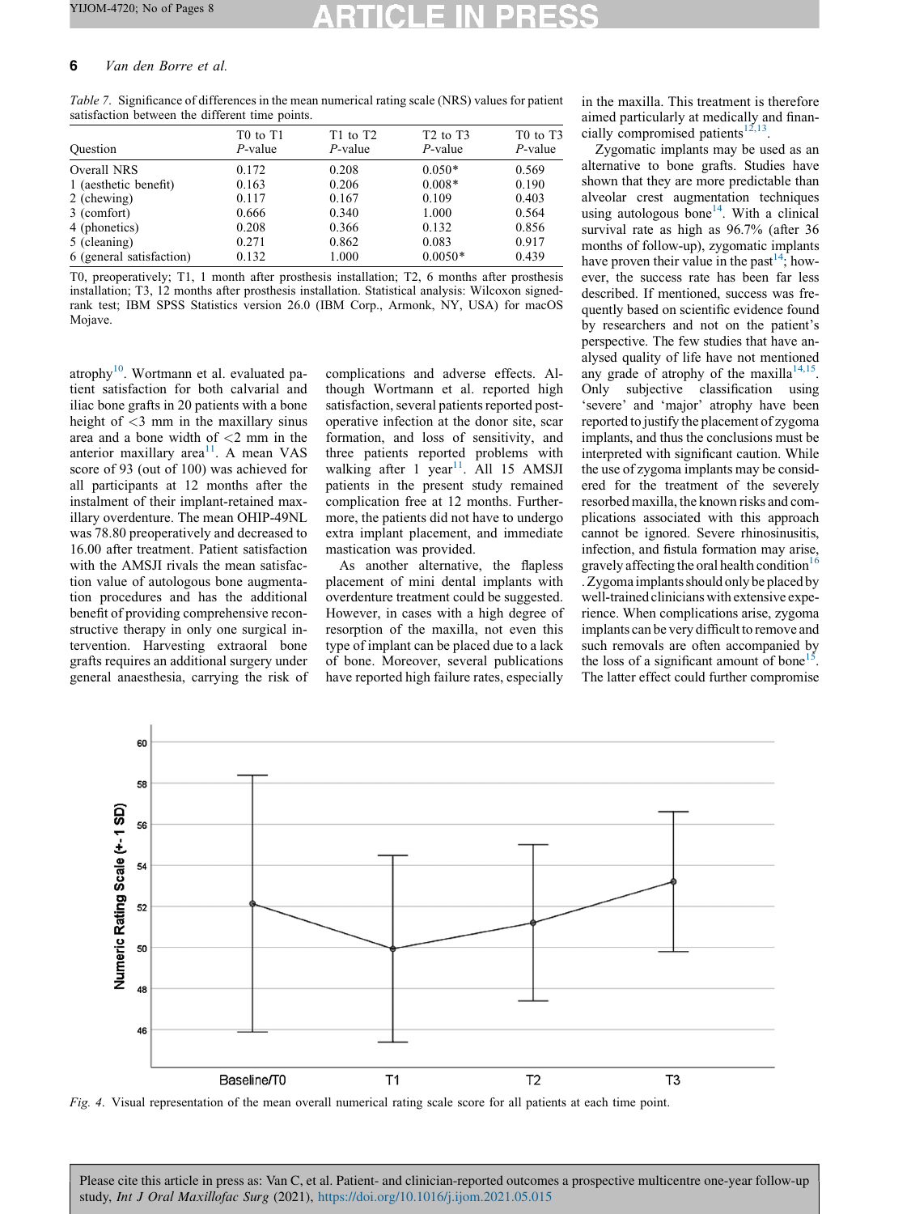*Table 7.* Significance of differences in the mean numerical rating scale (NRS) values for patient satisfaction between the different time points.

| Question | T0 to T1 *P*-value | T1 to T2 *P*-value | T2 to T3 *P*-value | T0 to T3 *P*-value |
|---|---|---|---|---|
| Overall NRS | 0.172 | 0.208 | 0.050* | 0.569 |
| 1 (aesthetic benefit) | 0.163 | 0.206 | 0.008* | 0.190 |
| 2 (chewing) | 0.117 | 0.167 | 0.109 | 0.403 |
| 3 (comfort) | 0.666 | 0.340 | 1.000 | 0.564 |
| 4 (phonetics) | 0.208 | 0.366 | 0.132 | 0.856 |
| 5 (cleaning) | 0.271 | 0.862 | 0.083 | 0.917 |
| 6 (general satisfaction) | 0.132 | 1.000 | 0.0050* | 0.439 |

T0, preoperatively; T1, 1 month after prosthesis installation; T2, 6 months after prosthesis installation; T3, 12 months after prosthesis installation. Statistical analysis: Wilcoxon signed-rank test; IBM SPSS Statistics version 26.0 (IBM Corp., Armonk, NY, USA) for macOS Mojave.

atrophy[10]. Wortmann et al. evaluated patient satisfaction for both calvarial and iliac bone grafts in 20 patients with a bone height of <3 mm in the maxillary sinus area and a bone width of <2 mm in the anterior maxillary area[11]. A mean VAS score of 93 (out of 100) was achieved for all participants at 12 months after the instalment of their implant-retained maxillary overdenture. The mean OHIP-49NL was 78.80 preoperatively and decreased to 16.00 after treatment. Patient satisfaction with the AMSJI rivals the mean satisfaction value of autologous bone augmentation procedures and has the additional benefit of providing comprehensive reconstructive therapy in only one surgical intervention. Harvesting extraoral bone grafts requires an additional surgery under general anaesthesia, carrying the risk of complications and adverse effects. Although Wortmann et al. reported high satisfaction, several patients reported postoperative infection at the donor site, scar formation, and loss of sensitivity, and three patients reported problems with walking after 1 year[11]. All 15 AMSJI patients in the present study remained complication free at 12 months. Furthermore, the patients did not have to undergo extra implant placement, and immediate mastication was provided.

As another alternative, the flapless placement of mini dental implants with overdenture treatment could be suggested. However, in cases with a high degree of resorption of the maxilla, not even this type of implant can be placed due to a lack of bone. Moreover, several publications have reported high failure rates, especially in the maxilla. This treatment is therefore aimed particularly at medically and financially compromised patients[12,13].

Zygomatic implants may be used as an alternative to bone grafts. Studies have shown that they are more predictable than alveolar crest augmentation techniques using autologous bone[14]. With a clinical survival rate as high as 96.7% (after 36 months of follow-up), zygomatic implants have proven their value in the past[14]; however, the success rate has been far less described. If mentioned, success was frequently based on scientific evidence found by researchers and not on the patient's perspective. The few studies that have analysed quality of life have not mentioned any grade of atrophy of the maxilla[14,15]. Only subjective classification using 'severe' and 'major' atrophy have been reported to justify the placement of zygoma implants, and thus the conclusions must be interpreted with significant caution. While the use of zygoma implants may be considered for the treatment of the severely resorbed maxilla, the known risks and complications associated with this approach cannot be ignored. Severe rhinosinusitis, infection, and fistula formation may arise, gravely affecting the oral health condition[16]. Zygoma implants should only be placed by well-trained clinicians with extensive experience. When complications arise, zygoma implants can be very difficult to remove and such removals are often accompanied by the loss of a significant amount of bone[15]. The latter effect could further compromise

*Fig. 4.* Visual representation of the mean overall numerical rating scale score for all patients at each time point.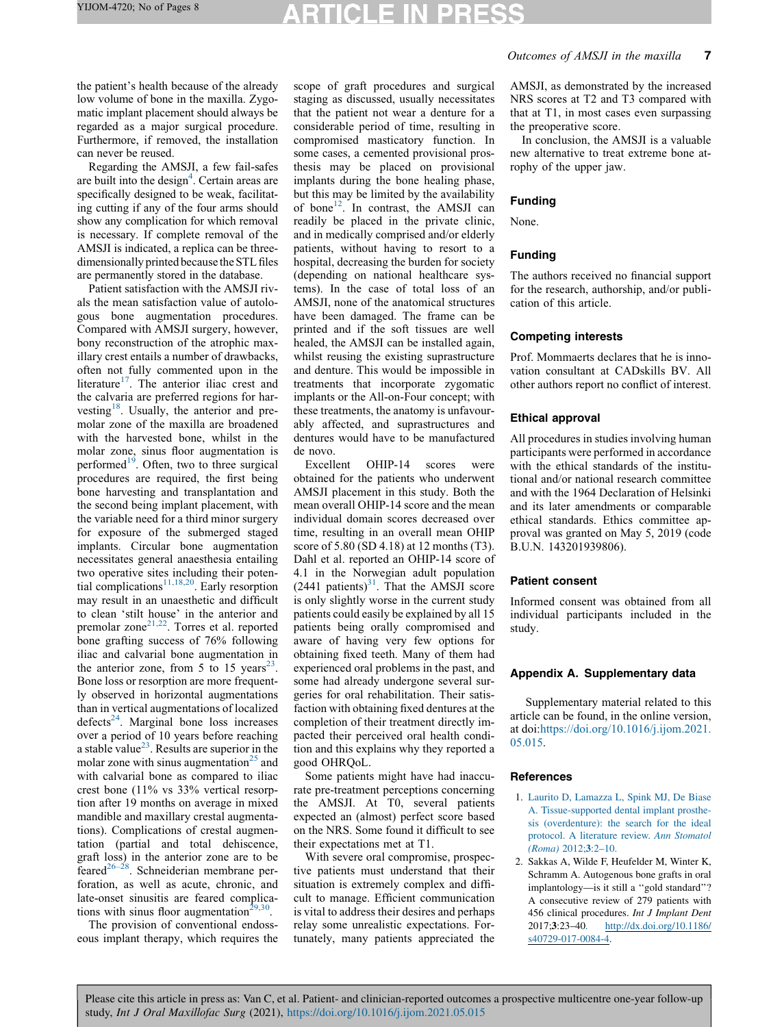the patient's health because of the already low volume of bone in the maxilla. Zygomatic implant placement should always be regarded as a major surgical procedure. Furthermore, if removed, the installation can never be reused.

Regarding the AMSJI, a few fail-safes are built into the design[4]. Certain areas are specifically designed to be weak, facilitating cutting if any of the four arms should show any complication for which removal is necessary. If complete removal of the AMSJI is indicated, a replica can be three-dimensionally printed because the STL files are permanently stored in the database.

Patient satisfaction with the AMSJI rivals the mean satisfaction value of autologous bone augmentation procedures. Compared with AMSJI surgery, however, bony reconstruction of the atrophic maxillary crest entails a number of drawbacks, often not fully commented upon in the literature[17]. The anterior iliac crest and the calvaria are preferred regions for harvesting[18]. Usually, the anterior and premolar zone of the maxilla are broadened with the harvested bone, whilst in the molar zone, sinus floor augmentation is performed[19]. Often, two to three surgical procedures are required, the first being bone harvesting and transplantation and the second being implant placement, with the variable need for a third minor surgery for exposure of the submerged staged implants. Circular bone augmentation necessitates general anaesthesia entailing two operative sites including their potential complications[11,18,20]. Early resorption may result in an unaesthetic and difficult to clean 'stilt house' in the anterior and premolar zone[21,22]. Torres et al. reported bone grafting success of 76% following iliac and calvarial bone augmentation in the anterior zone, from 5 to 15 years[23]. Bone loss or resorption are more frequently observed in horizontal augmentations than in vertical augmentations of localized defects[24]. Marginal bone loss increases over a period of 10 years before reaching a stable value[23]. Results are superior in the molar zone with sinus augmentation[25] and with calvarial bone as compared to iliac crest bone (11% vs 33% vertical resorption after 19 months on average in mixed mandible and maxillary crestal augmentations). Complications of crestal augmentation (partial and total dehiscence, graft loss) in the anterior zone are to be feared[26–28]. Schneiderian membrane perforation, as well as acute, chronic, and late-onset sinusitis are feared complications with sinus floor augmentation[29,30].

The provision of conventional endosseous implant therapy, which requires the scope of graft procedures and surgical staging as discussed, usually necessitates that the patient not wear a denture for a considerable period of time, resulting in compromised masticatory function. In some cases, a cemented provisional prosthesis may be placed on provisional implants during the bone healing phase, but this may be limited by the availability of bone[12]. In contrast, the AMSJI can readily be placed in the private clinic, and in medically comprised and/or elderly patients, without having to resort to a hospital, decreasing the burden for society (depending on national healthcare systems). In the case of total loss of an AMSJI, none of the anatomical structures have been damaged. The frame can be printed and if the soft tissues are well healed, the AMSJI can be installed again, whilst reusing the existing suprastructure and denture. This would be impossible in treatments that incorporate zygomatic implants or the All-on-Four concept; with these treatments, the anatomy is unfavourably affected, and suprastructures and dentures would have to be manufactured de novo.

Excellent OHIP-14 scores were obtained for the patients who underwent AMSJI placement in this study. Both the mean overall OHIP-14 score and the mean individual domain scores decreased over time, resulting in an overall mean OHIP score of 5.80 (SD 4.18) at 12 months (T3). Dahl et al. reported an OHIP-14 score of 4.1 in the Norwegian adult population (2441 patients)[31]. That the AMSJI score is only slightly worse in the current study patients could easily be explained by all 15 patients being orally compromised and aware of having very few options for obtaining fixed teeth. Many of them had experienced oral problems in the past, and some had already undergone several surgeries for oral rehabilitation. Their satisfaction with obtaining fixed dentures at the completion of their treatment directly impacted their perceived oral health condition and this explains why they reported a good OHRQoL.

Some patients might have had inaccurate pre-treatment perceptions concerning the AMSJI. At T0, several patients expected an (almost) perfect score based on the NRS. Some found it difficult to see their expectations met at T1.

With severe oral compromise, prospective patients must understand that their situation is extremely complex and difficult to manage. Efficient communication is vital to address their desires and perhaps relay some unrealistic expectations. Fortunately, many patients appreciated the AMSJI, as demonstrated by the increased NRS scores at T2 and T3 compared with that at T1, in most cases even surpassing the preoperative score.

In conclusion, the AMSJI is a valuable new alternative to treat extreme bone atrophy of the upper jaw.

## Funding

None.

## Funding

The authors received no financial support for the research, authorship, and/or publication of this article.

## Competing interests

Prof. Mommaerts declares that he is innovation consultant at CADskills BV. All other authors report no conflict of interest.

## Ethical approval

All procedures in studies involving human participants were performed in accordance with the ethical standards of the institutional and/or national research committee and with the 1964 Declaration of Helsinki and its later amendments or comparable ethical standards. Ethics committee approval was granted on May 5, 2019 (code B.U.N. 143201939806).

## Patient consent

Informed consent was obtained from all individual participants included in the study.

## Appendix A. Supplementary data

Supplementary material related to this article can be found, in the online version, at doi:https://doi.org/10.1016/j.ijom.2021.05.015.

## References

1. Laurito D, Lamazza L, Spink MJ, De Biase A. Tissue-supported dental implant prosthesis (overdenture): the search for the ideal protocol. A literature review. *Ann Stomatol (Roma)* 2012;**3**:2–10.
2. Sakkas A, Wilde F, Heufelder M, Winter K, Schramm A. Autogenous bone grafts in oral implantology—is it still a "gold standard"? A consecutive review of 279 patients with 456 clinical procedures. *Int J Implant Dent* 2017;**3**:23–40. http://dx.doi.org/10.1186/s40729-017-0084-4.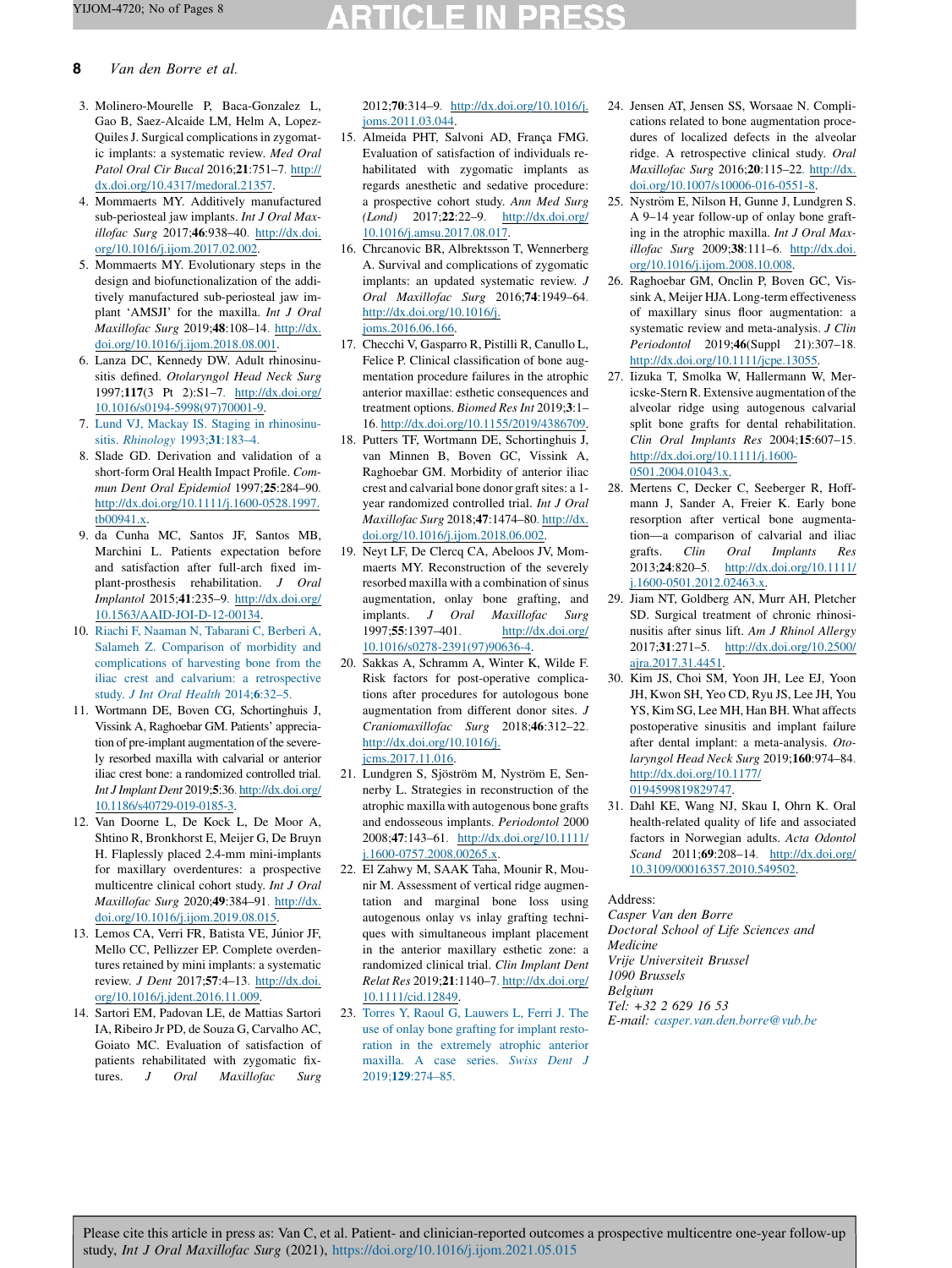3. Molinero-Mourelle P, Baca-Gonzalez L, Gao B, Saez-Alcaide LM, Helm A, Lopez-Quiles J. Surgical complications in zygomatic implants: a systematic review. *Med Oral Patol Oral Cir Bucal* 2016;**21**:751–7. http://dx.doi.org/10.4317/medoral.21357.
4. Mommaerts MY. Additively manufactured sub-periosteal jaw implants. *Int J Oral Maxillofac Surg* 2017;**46**:938–40. http://dx.doi.org/10.1016/j.ijom.2017.02.002.
5. Mommaerts MY. Evolutionary steps in the design and biofunctionalization of the additively manufactured sub-periosteal jaw implant 'AMSJI' for the maxilla. *Int J Oral Maxillofac Surg* 2019;**48**:108–14. http://dx.doi.org/10.1016/j.ijom.2018.08.001.
6. Lanza DC, Kennedy DW. Adult rhinosinusitis defined. *Otolaryngol Head Neck Surg* 1997;**117**(3 Pt 2):S1–7. http://dx.doi.org/10.1016/s0194-5998(97)70001-9.
7. Lund VJ, Mackay IS. Staging in rhinosinusitis. *Rhinology* 1993;**31**:183–4.
8. Slade GD. Derivation and validation of a short-form Oral Health Impact Profile. *Commun Dent Oral Epidemiol* 1997;**25**:284–90. http://dx.doi.org/10.1111/j.1600-0528.1997.tb00941.x.
9. da Cunha MC, Santos JF, Santos MB, Marchini L. Patients expectation before and satisfaction after full-arch fixed implant-prosthesis rehabilitation. *J Oral Implantol* 2015;**41**:235–9. http://dx.doi.org/10.1563/AAID-JOI-D-12-00134.
10. Riachi F, Naaman N, Tabarani C, Berberi A, Salameh Z. Comparison of morbidity and complications of harvesting bone from the iliac crest and calvarium: a retrospective study. *J Int Oral Health* 2014;**6**:32–5.
11. Wortmann DE, Boven CG, Schortinghuis J, Vissink A, Raghoebar GM. Patients' appreciation of pre-implant augmentation of the severely resorbed maxilla with calvarial or anterior iliac crest bone: a randomized controlled trial. *Int J Implant Dent* 2019;**5**:36. http://dx.doi.org/10.1186/s40729-019-0185-3.
12. Van Doorne L, De Kock L, De Moor A, Shtino R, Bronkhorst E, Meijer G, De Bruyn H. Flaplessly placed 2.4-mm mini-implants for maxillary overdentures: a prospective multicentre clinical cohort study. *Int J Oral Maxillofac Surg* 2020;**49**:384–91. http://dx.doi.org/10.1016/j.ijom.2019.08.015.
13. Lemos CA, Verri FR, Batista VE, Júnior JF, Mello CC, Pellizzer EP. Complete overdentures retained by mini implants: a systematic review. *J Dent* 2017;**57**:4–13. http://dx.doi.org/10.1016/j.jdent.2016.11.009.
14. Sartori EM, Padovan LE, de Mattias Sartori IA, Ribeiro Jr PD, de Souza G, Carvalho AC, Goiato MC. Evaluation of satisfaction of patients rehabilitated with zygomatic fixtures. *J Oral Maxillofac Surg* 2012;**70**:314–9. http://dx.doi.org/10.1016/j.joms.2011.03.044.
15. Almeida PHT, Salvoni AD, França FMG. Evaluation of satisfaction of individuals rehabilitated with zygomatic implants as regards anesthetic and sedative procedure: a prospective cohort study. *Ann Med Surg (Lond)* 2017;**22**:22–9. http://dx.doi.org/10.1016/j.amsu.2017.08.017.
16. Chrcanovic BR, Albrektsson T, Wennerberg A. Survival and complications of zygomatic implants: an updated systematic review. *J Oral Maxillofac Surg* 2016;**74**:1949–64. http://dx.doi.org/10.1016/j.joms.2016.06.166.
17. Checchi V, Gasparro R, Pistilli R, Canullo L, Felice P. Clinical classification of bone augmentation procedure failures in the atrophic anterior maxillae: esthetic consequences and treatment options. *Biomed Res Int* 2019;**3**:1–16. http://dx.doi.org/10.1155/2019/4386709.
18. Putters TF, Wortmann DE, Schortinghuis J, van Minnen B, Boven GC, Vissink A, Raghoebar GM. Morbidity of anterior iliac crest and calvarial bone donor graft sites: a 1-year randomized controlled trial. *Int J Oral Maxillofac Surg* 2018;**47**:1474–80. http://dx.doi.org/10.1016/j.ijom.2018.06.002.
19. Neyt LF, De Clercq CA, Abeloos JV, Mommaerts MY. Reconstruction of the severely resorbed maxilla with a combination of sinus augmentation, onlay bone grafting, and implants. *J Oral Maxillofac Surg* 1997;**55**:1397–401. http://dx.doi.org/10.1016/s0278-2391(97)90636-4.
20. Sakkas A, Schramm A, Winter K, Wilde F. Risk factors for post-operative complications after procedures for autologous bone augmentation from different donor sites. *J Craniomaxillofac Surg* 2018;**46**:312–22. http://dx.doi.org/10.1016/j.jcms.2017.11.016.
21. Lundgren S, Sjöström M, Nyström E, Sennerby L. Strategies in reconstruction of the atrophic maxilla with autogenous bone grafts and endosseous implants. *Periodontol 2000* 2008;**47**:143–61. http://dx.doi.org/10.1111/j.1600-0757.2008.00265.x.
22. El Zahwy M, SAAK Taha, Mounir R, Mounir M. Assessment of vertical ridge augmentation and marginal bone loss using autogenous onlay vs inlay grafting techniques with simultaneous implant placement in the anterior maxillary esthetic zone: a randomized clinical trial. *Clin Implant Dent Relat Res* 2019;**21**:1140–7. http://dx.doi.org/10.1111/cid.12849.
23. Torres Y, Raoul G, Lauwers L, Ferri J. The use of onlay bone grafting for implant restoration in the extremely atrophic anterior maxilla. A case series. *Swiss Dent J* 2019;**129**:274–85.
24. Jensen AT, Jensen SS, Worsaae N. Complications related to bone augmentation procedures of localized defects in the alveolar ridge. A retrospective clinical study. *Oral Maxillofac Surg* 2016;**20**:115–22. http://dx.doi.org/10.1007/s10006-016-0551-8.
25. Nyström E, Nilson H, Gunne J, Lundgren S. A 9–14 year follow-up of onlay bone grafting in the atrophic maxilla. *Int J Oral Maxillofac Surg* 2009;**38**:111–6. http://dx.doi.org/10.1016/j.ijom.2008.10.008.
26. Raghoebar GM, Onclin P, Boven GC, Vissink A, Meijer HJA. Long-term effectiveness of maxillary sinus floor augmentation: a systematic review and meta-analysis. *J Clin Periodontol* 2019;**46**(Suppl 21):307–18. http://dx.doi.org/10.1111/jcpe.13055.
27. Iizuka T, Smolka W, Hallermann W, Mericske-Stern R. Extensive augmentation of the alveolar ridge using autogenous calvarial split bone grafts for dental rehabilitation. *Clin Oral Implants Res* 2004;**15**:607–15. http://dx.doi.org/10.1111/j.1600-0501.2004.01043.x.
28. Mertens C, Decker C, Seeberger R, Hoffmann J, Sander A, Freier K. Early bone resorption after vertical bone augmentation—a comparison of calvarial and iliac grafts. *Clin Oral Implants Res* 2013;**24**:820–5. http://dx.doi.org/10.1111/j.1600-0501.2012.02463.x.
29. Jiam NT, Goldberg AN, Murr AH, Pletcher SD. Surgical treatment of chronic rhinosinusitis after sinus lift. *Am J Rhinol Allergy* 2017;**31**:271–5. http://dx.doi.org/10.2500/ajra.2017.31.4451.
30. Kim JS, Choi SM, Yoon JH, Lee EJ, Yoon JH, Kwon SH, Yeo CD, Ryu JS, Lee JH, You YS, Kim SG, Lee MH, Han BH. What affects postoperative sinusitis and implant failure after dental implant: a meta-analysis. *Otolaryngol Head Neck Surg* 2019;**160**:974–84. http://dx.doi.org/10.1177/0194599819829747.
31. Dahl KE, Wang NJ, Skau I, Ohrn K. Oral health-related quality of life and associated factors in Norwegian adults. *Acta Odontol Scand* 2011;**69**:208–14. http://dx.doi.org/10.3109/00016357.2010.549502.

Address:
*Casper Van den Borre*
*Doctoral School of Life Sciences and Medicine*
*Vrije Universiteit Brussel*
*1090 Brussels*
*Belgium*
*Tel: +32 2 629 16 53*
*E-mail: casper.van.den.borre@vub.be*